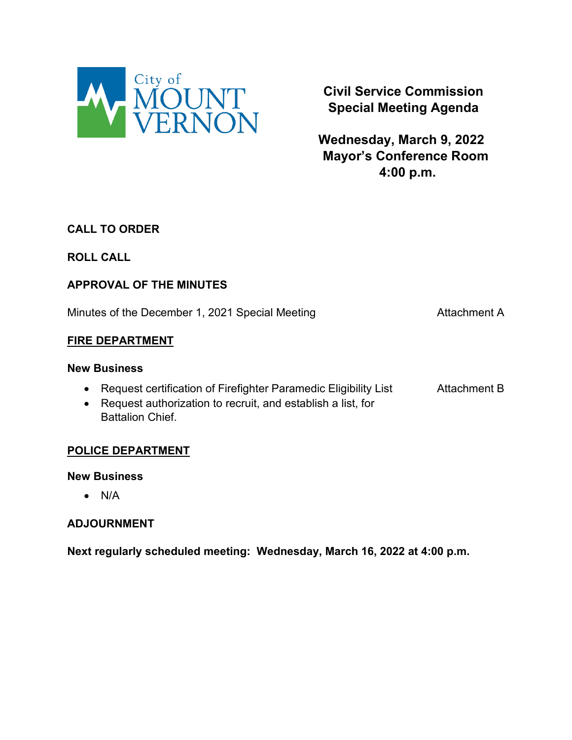City of MOUNT VERNON

# Civil Service Commission Special Meeting Agenda

**Wednesday, March 9, 2022**
**Mayor's Conference Room**
**4:00 p.m.**

**CALL TO ORDER**

**ROLL CALL**

**APPROVAL OF THE MINUTES**

Minutes of the December 1, 2021 Special Meeting — Attachment A

**FIRE DEPARTMENT**

**New Business**

- Request certification of Firefighter Paramedic Eligibility List — Attachment B
- Request authorization to recruit, and establish a list, for Battalion Chief.

**POLICE DEPARTMENT**

**New Business**

- N/A

**ADJOURNMENT**

**Next regularly scheduled meeting: Wednesday, March 16, 2022 at 4:00 p.m.**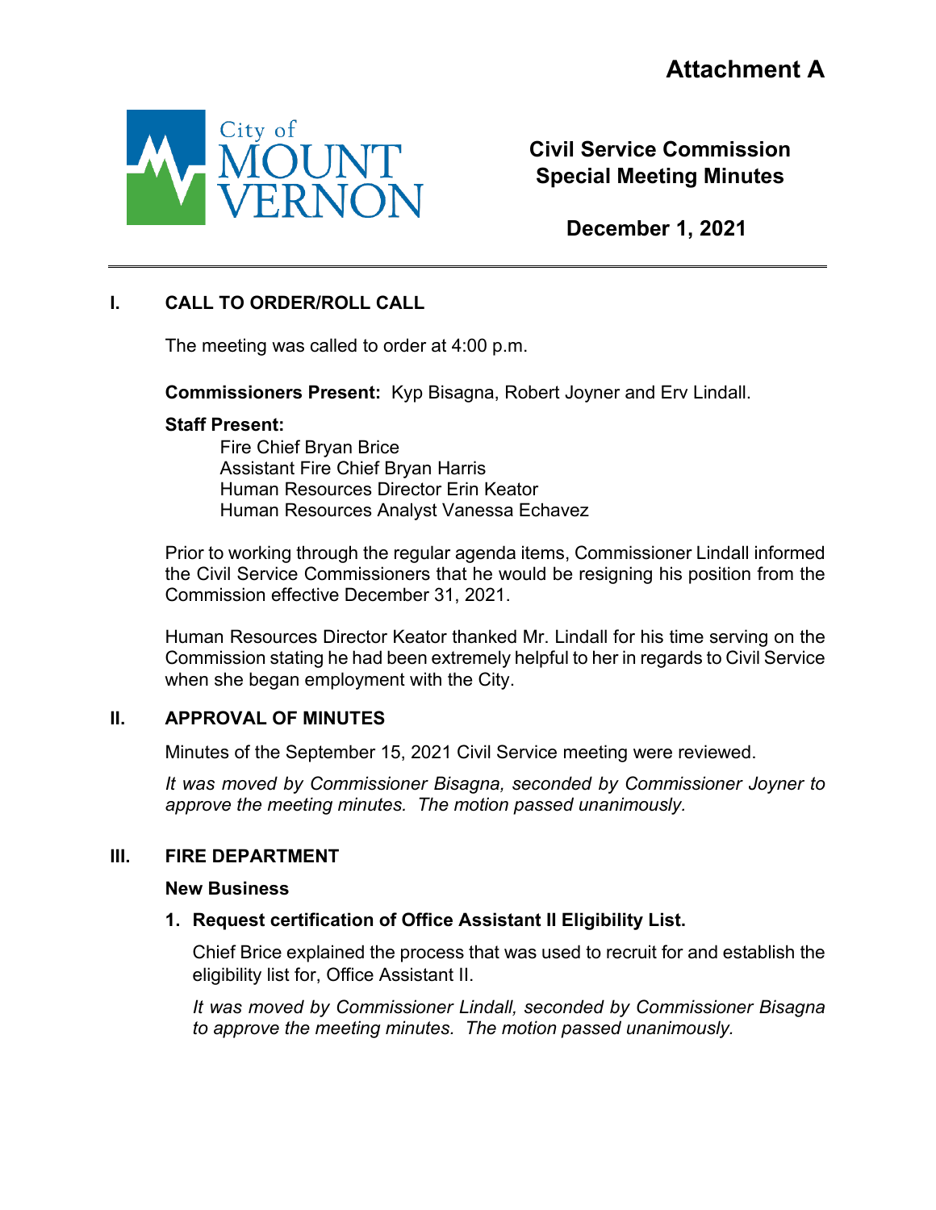**Attachment A**

City of MOUNT VERNON

**Civil Service Commission**
**Special Meeting Minutes**

**December 1, 2021**

---

## I. CALL TO ORDER/ROLL CALL

The meeting was called to order at 4:00 p.m.

**Commissioners Present:** Kyp Bisagna, Robert Joyner and Erv Lindall.

**Staff Present:**

Fire Chief Bryan Brice
Assistant Fire Chief Bryan Harris
Human Resources Director Erin Keator
Human Resources Analyst Vanessa Echavez

Prior to working through the regular agenda items, Commissioner Lindall informed the Civil Service Commissioners that he would be resigning his position from the Commission effective December 31, 2021.

Human Resources Director Keator thanked Mr. Lindall for his time serving on the Commission stating he had been extremely helpful to her in regards to Civil Service when she began employment with the City.

## II. APPROVAL OF MINUTES

Minutes of the September 15, 2021 Civil Service meeting were reviewed.

*It was moved by Commissioner Bisagna, seconded by Commissioner Joyner to approve the meeting minutes. The motion passed unanimously.*

## III. FIRE DEPARTMENT

**New Business**

**1. Request certification of Office Assistant II Eligibility List.**

Chief Brice explained the process that was used to recruit for and establish the eligibility list for, Office Assistant II.

*It was moved by Commissioner Lindall, seconded by Commissioner Bisagna to approve the meeting minutes. The motion passed unanimously.*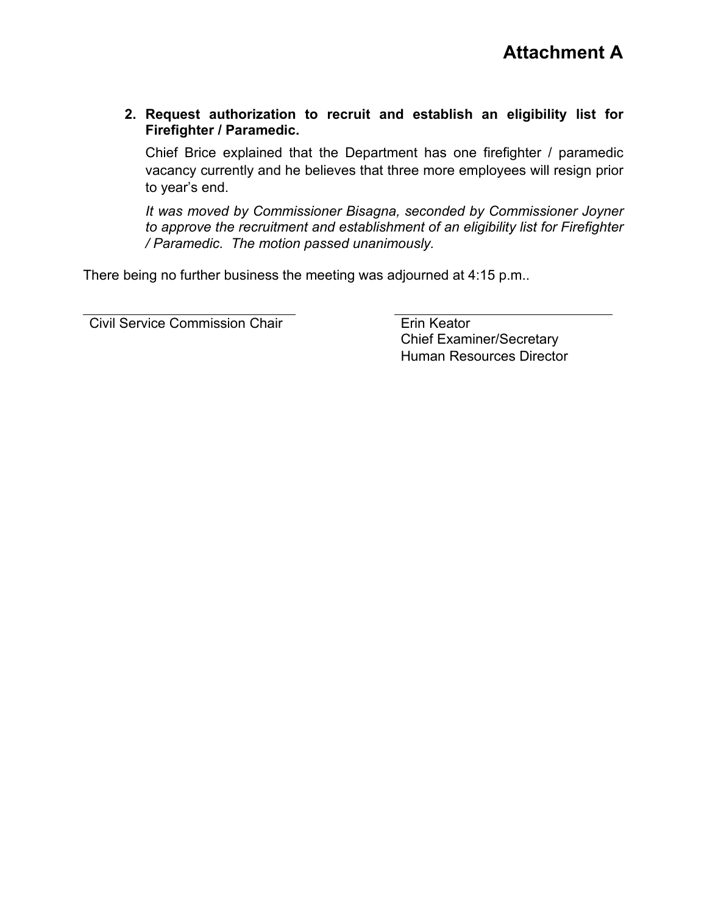# Attachment A

**2. Request authorization to recruit and establish an eligibility list for Firefighter / Paramedic.**

Chief Brice explained that the Department has one firefighter / paramedic vacancy currently and he believes that three more employees will resign prior to year's end.

*It was moved by Commissioner Bisagna, seconded by Commissioner Joyner to approve the recruitment and establishment of an eligibility list for Firefighter / Paramedic. The motion passed unanimously.*

There being no further business the meeting was adjourned at 4:15 p.m..

Civil Service Commission Chair

Erin Keator
Chief Examiner/Secretary
Human Resources Director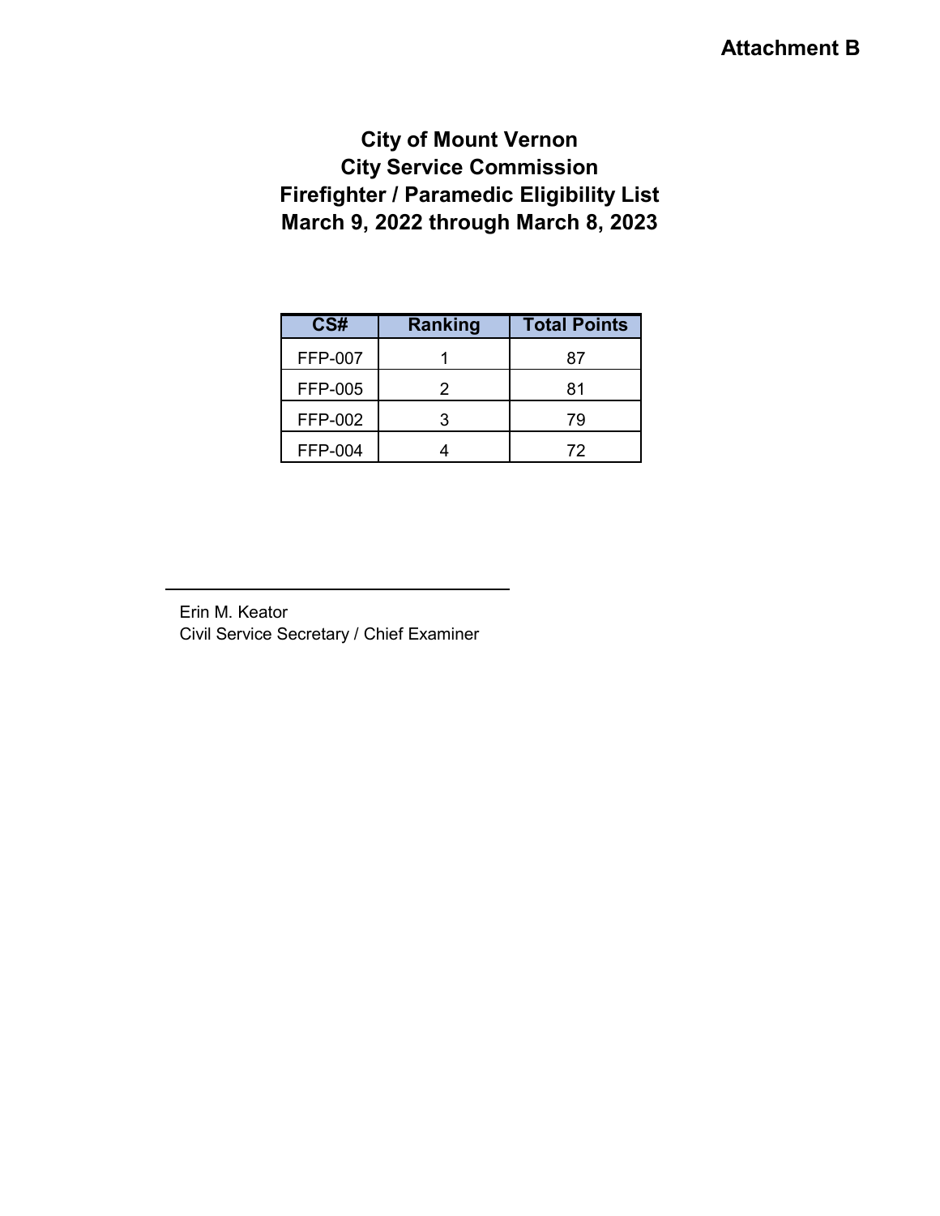**Attachment B**

# City of Mount Vernon
## City Service Commission
## Firefighter / Paramedic Eligibility List
## March 9, 2022 through March 8, 2023

| CS# | Ranking | Total Points |
| --- | --- | --- |
| FFP-007 | 1 | 87 |
| FFP-005 | 2 | 81 |
| FFP-002 | 3 | 79 |
| FFP-004 | 4 | 72 |

\_\_\_\_\_\_\_\_\_\_\_\_\_\_\_\_\_\_\_\_\_\_\_\_\_\_\_\_\_\_\_\_\_\_\_\_\_\_

Erin M. Keator
Civil Service Secretary / Chief Examiner